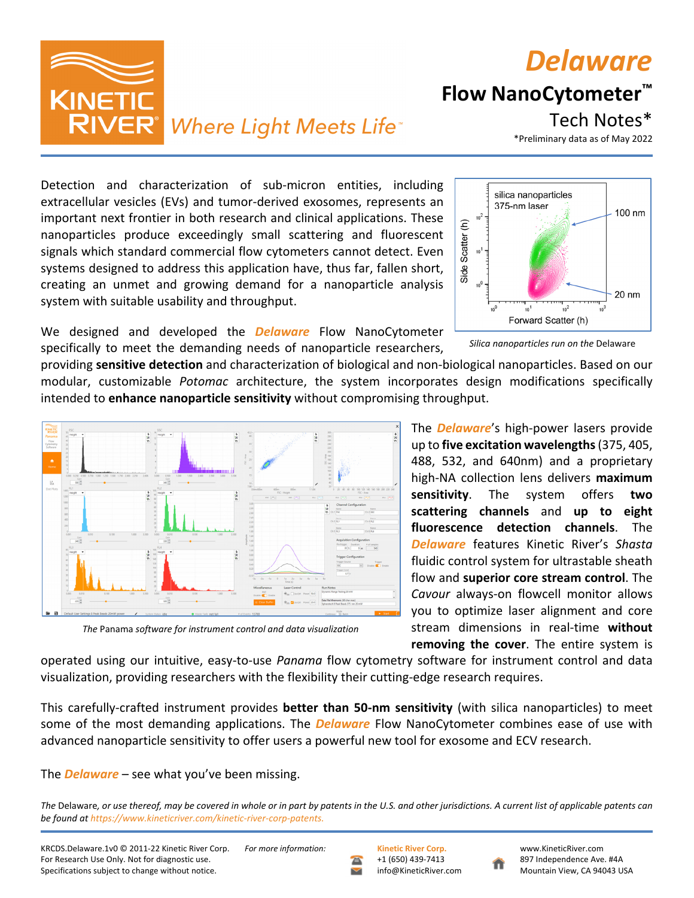# *Delaware*

## Flow NanoCytometer™

### Tech Notes*

*Preliminary data as of May 2022

KINETIC RIVER® *Where Light Meets Life*™

Detection and characterization of sub-micron entities, including extracellular vesicles (EVs) and tumor-derived exosomes, represents an important next frontier in both research and clinical applications. These nanoparticles produce exceedingly small scattering and fluorescent signals which standard commercial flow cytometers cannot detect. Even systems designed to address this application have, thus far, fallen short, creating an unmet and growing demand for a nanoparticle analysis system with suitable usability and throughput.

*Silica nanoparticles run on the* Delaware

We designed and developed the ***Delaware*** Flow NanoCytometer specifically to meet the demanding needs of nanoparticle researchers, providing **sensitive detection** and characterization of biological and non-biological nanoparticles. Based on our modular, customizable *Potomac* architecture, the system incorporates design modifications specifically intended to **enhance nanoparticle sensitivity** without compromising throughput.

*The* Panama *software for instrument control and data visualization*

The ***Delaware***'s high-power lasers provide up to **five excitation wavelengths** (375, 405, 488, 532, and 640nm) and a proprietary high-NA collection lens delivers **maximum sensitivity**. The system offers **two scattering channels** and **up to eight fluorescence detection channels**. The ***Delaware*** features Kinetic River's *Shasta* fluidic control system for ultrastable sheath flow and **superior core stream control**. The *Cavour* always-on flowcell monitor allows you to optimize laser alignment and core stream dimensions in real-time **without removing the cover**. The entire system is operated using our intuitive, easy-to-use *Panama* flow cytometry software for instrument control and data visualization, providing researchers with the flexibility their cutting-edge research requires.

This carefully-crafted instrument provides **better than 50-nm sensitivity** (with silica nanoparticles) to meet some of the most demanding applications. The ***Delaware*** Flow NanoCytometer combines ease of use with advanced nanoparticle sensitivity to offer users a powerful new tool for exosome and ECV research.

The ***Delaware*** – see what you've been missing.

*The* Delaware, *or use thereof, may be covered in whole or in part by patents in the U.S. and other jurisdictions. A current list of applicable patents can be found at https://www.kineticriver.com/kinetic-river-corp-patents.*

KRCDS.Delaware.1v0 © 2011-22 Kinetic River Corp.
For Research Use Only. Not for diagnostic use.
Specifications subject to change without notice.

*For more information:*

**Kinetic River Corp.**
+1 (650) 439-7413
info@KineticRiver.com

www.KineticRiver.com
897 Independence Ave. #4A
Mountain View, CA 94043 USA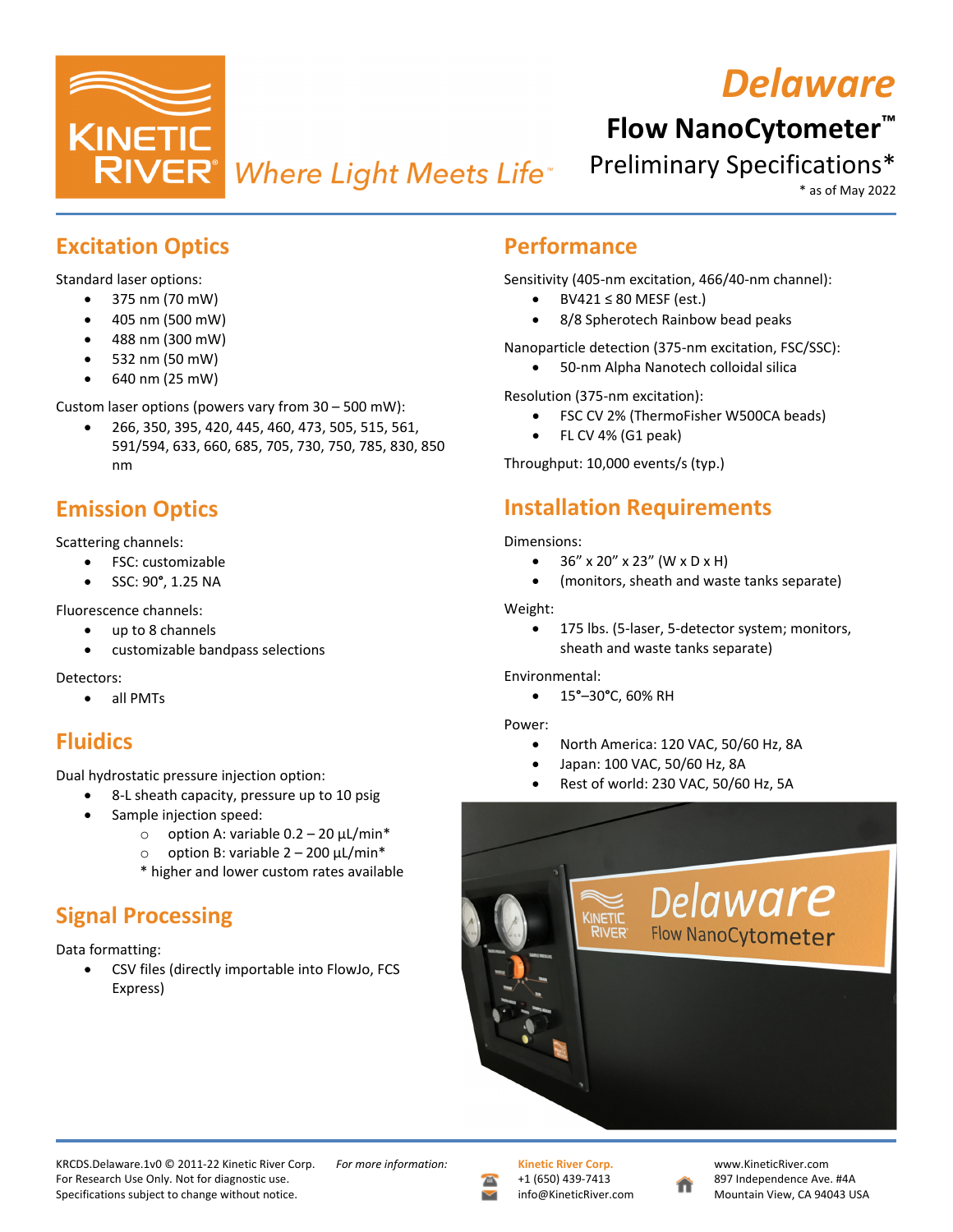# Delaware

## Flow NanoCytometer™

Preliminary Specifications*

\* as of May 2022

*Where Light Meets Life*℠

## Excitation Optics

Standard laser options:

- 375 nm (70 mW)
- 405 nm (500 mW)
- 488 nm (300 mW)
- 532 nm (50 mW)
- 640 nm (25 mW)

Custom laser options (powers vary from 30 – 500 mW):

- 266, 350, 395, 420, 445, 460, 473, 505, 515, 561, 591/594, 633, 660, 685, 705, 730, 750, 785, 830, 850 nm

## Emission Optics

Scattering channels:

- FSC: customizable
- SSC: 90°, 1.25 NA

Fluorescence channels:

- up to 8 channels
- customizable bandpass selections

Detectors:

- all PMTs

## Fluidics

Dual hydrostatic pressure injection option:

- 8-L sheath capacity, pressure up to 10 psig
- Sample injection speed:
  - option A: variable 0.2 – 20 µL/min*
  - option B: variable 2 – 200 µL/min*

  \* higher and lower custom rates available

## Signal Processing

Data formatting:

- CSV files (directly importable into FlowJo, FCS Express)

## Performance

Sensitivity (405-nm excitation, 466/40-nm channel):

- BV421 ≤ 80 MESF (est.)
- 8/8 Spherotech Rainbow bead peaks

Nanoparticle detection (375-nm excitation, FSC/SSC):

- 50-nm Alpha Nanotech colloidal silica

Resolution (375-nm excitation):

- FSC CV 2% (ThermoFisher W500CA beads)
- FL CV 4% (G1 peak)

Throughput: 10,000 events/s (typ.)

## Installation Requirements

Dimensions:

- 36" x 20" x 23" (W x D x H)
- (monitors, sheath and waste tanks separate)

Weight:

- 175 lbs. (5-laser, 5-detector system; monitors, sheath and waste tanks separate)

Environmental:

- 15°–30°C, 60% RH

Power:

- North America: 120 VAC, 50/60 Hz, 8A
- Japan: 100 VAC, 50/60 Hz, 8A
- Rest of world: 230 VAC, 50/60 Hz, 5A

KRCDS.Delaware.1v0 © 2011-22 Kinetic River Corp.
For Research Use Only. Not for diagnostic use.
Specifications subject to change without notice.

*For more information:*

**Kinetic River Corp.**
+1 (650) 439-7413
info@KineticRiver.com

www.KineticRiver.com
897 Independence Ave. #4A
Mountain View, CA 94043 USA